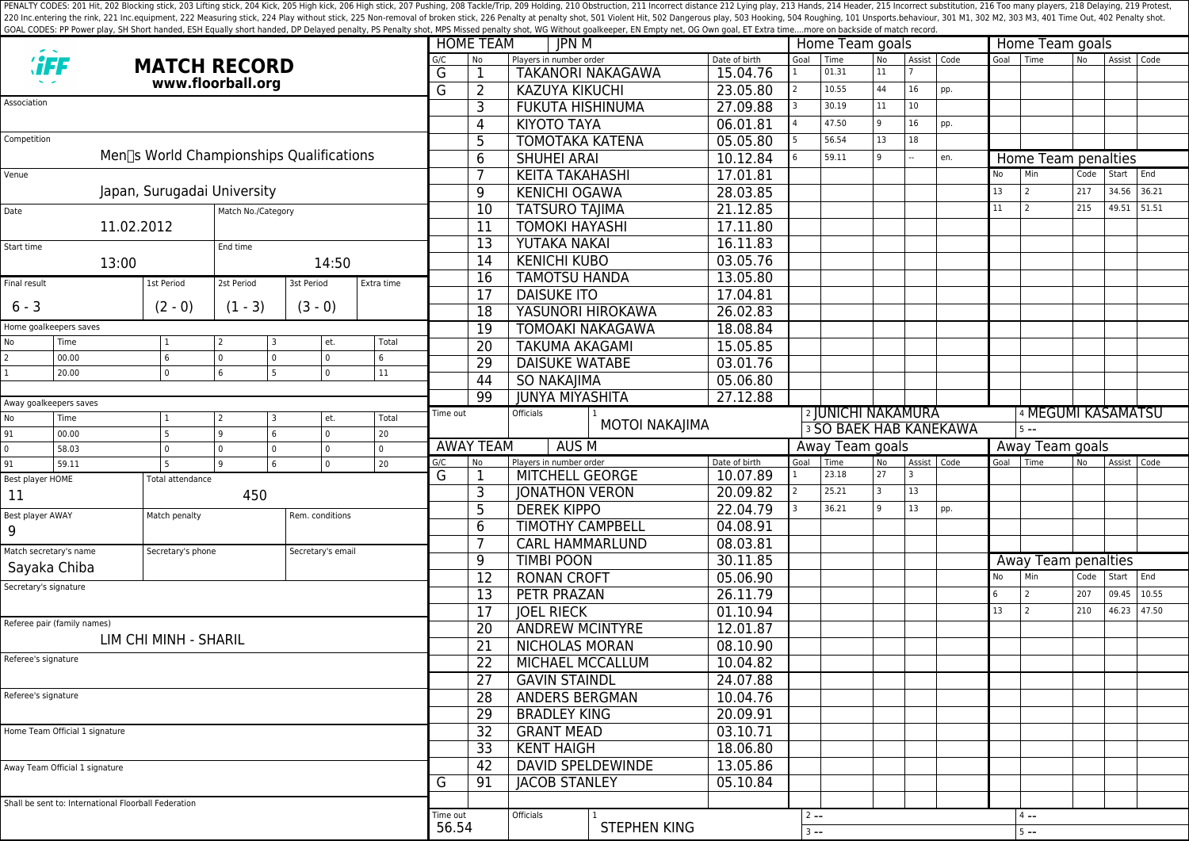PENALTY CODES: 201 Hit, 202 Blocking stick, 203 Lifting stick, 204 Kick, 205 High kick, 206 High stick, 207 Pushing, 208 Tackle/Trip, 209 Holding, 210 Obstruction, 211 Incorrect distance 212 Lying play, 213 Hands, 214 Header, 215 Incorrect substitution, 216 Too many players, 218 Delaying, 219 Protest, 220 Inc.entering the rink, 221 Inc.equipment, 222 Measuring stick, 224 Play without stick, 225 Non-removal of broken stick, 226 Penalty at penalty shot, 501 Violent Hit, 502 Dangerous play, 503 Hooking, 504 Roughing, 101 Unsports.behaviour, 301 M1, 302 M2, 303 M3, 401 Time Out, 402 Penalty shot.
GOAL CODES: PP Power play, SH Short handed, ESH Equally short handed, DP Delayed penalty, PS Penalty shot, MPS Missed penalty shot, WG Without goalkeeper, EN Empty net, OG Own goal, ET Extra time....more on backside of match record.

# MATCH RECORD
**www.floorball.org**

| Field | Value |
|---|---|
| Association | |
| Competition | Men's World Championships Qualifications |
| Venue | Japan, Surugadai University |
| Date | 11.02.2012 |
| Match No./Category | |
| Start time | 13:00 |
| End time | 14:50 |

| Final result | 1st Period | 2st Period | 3st Period | Extra time |
|---|---|---|---|---|
| 6 - 3 | (2 - 0) | (1 - 3) | (3 - 0) | |

**Home goalkeepers saves**

| No | Time | 1 | 2 | 3 | et. | Total |
|---|---|---|---|---|---|---|
| 2 | 00.00 | 6 | 0 | 0 | 0 | 6 |
| 1 | 20.00 | 0 | 6 | 5 | 0 | 11 |

**Away goalkeepers saves**

| No | Time | 1 | 2 | 3 | et. | Total |
|---|---|---|---|---|---|---|
| 91 | 00.00 | 5 | 9 | 6 | 0 | 20 |
| 0 | 58.03 | 0 | 0 | 0 | 0 | 0 |
| 91 | 59.11 | 5 | 9 | 6 | 0 | 20 |

| Field | Value |
|---|---|
| Best player HOME | 11 |
| Total attendance | 450 |
| Best player AWAY | 9 |
| Match penalty | |
| Rem. conditions | |
| Match secretary's name | Sayaka Chiba |
| Secretary's phone | |
| Secretary's email | |
| Secretary's signature | |
| Referee pair (family names) | LIM CHI MINH - SHARIL |
| Referee's signature | |
| Referee's signature | |
| Home Team Official 1 signature | |
| Away Team Official 1 signature | |

Shall be sent to: International Floorball Federation

## HOME TEAM: JPN M

| G/C | No | Players in number order | Date of birth |
|---|---|---|---|
| G | 1 | TAKANORI NAKAGAWA | 15.04.76 |
| G | 2 | KAZUYA KIKUCHI | 23.05.80 |
| | 3 | FUKUTA HISHINUMA | 27.09.88 |
| | 4 | KIYOTO TAYA | 06.01.81 |
| | 5 | TOMOTAKA KATENA | 05.05.80 |
| | 6 | SHUHEI ARAI | 10.12.84 |
| | 7 | KEITA TAKAHASHI | 17.01.81 |
| | 9 | KENICHI OGAWA | 28.03.85 |
| | 10 | TATSURO TAJIMA | 21.12.85 |
| | 11 | TOMOKI HAYASHI | 17.11.80 |
| | 13 | YUTAKA NAKAI | 16.11.83 |
| | 14 | KENICHI KUBO | 03.05.76 |
| | 16 | TAMOTSU HANDA | 13.05.80 |
| | 17 | DAISUKE ITO | 17.04.81 |
| | 18 | YASUNORI HIROKAWA | 26.02.83 |
| | 19 | TOMOAKI NAKAGAWA | 18.08.84 |
| | 20 | TAKUMA AKAGAMI | 15.05.85 |
| | 29 | DAISUKE WATABE | 03.01.76 |
| | 44 | SO NAKAJIMA | 05.06.80 |
| | 99 | JUNYA MIYASHITA | 27.12.88 |

**Home Team goals**

| Goal | Time | No | Assist | Code |
|---|---|---|---|---|
| 1 | 01.31 | 11 | 7 | |
| 2 | 10.55 | 44 | 16 | pp. |
| 3 | 30.19 | 11 | 10 | |
| 4 | 47.50 | 9 | 16 | pp. |
| 5 | 56.54 | 13 | 18 | |
| 6 | 59.11 | 9 | -- | en. |

**Home Team penalties**

| No | Min | Code | Start | End |
|---|---|---|---|---|
| 13 | 2 | 217 | 34.56 | 36.21 |
| 11 | 2 | 215 | 49.51 | 51.51 |

Time out:

Officials: 1 MOTOI NAKAJIMA, 2 JUNICHI NAKAMURA, 3 SO BAEK HAB KANEKAWA, 4 MEGUMI KASAMATSU, 5 --

## AWAY TEAM: AUS M

| G/C | No | Players in number order | Date of birth |
|---|---|---|---|
| G | 1 | MITCHELL GEORGE | 10.07.89 |
| | 3 | JONATHON VERON | 20.09.82 |
| | 5 | DEREK KIPPO | 22.04.79 |
| | 6 | TIMOTHY CAMPBELL | 04.08.91 |
| | 7 | CARL HAMMARLUND | 08.03.81 |
| | 9 | TIMBI POON | 30.11.85 |
| | 12 | RONAN CROFT | 05.06.90 |
| | 13 | PETR PRAZAN | 26.11.79 |
| | 17 | JOEL RIECK | 01.10.94 |
| | 20 | ANDREW MCINTYRE | 12.01.87 |
| | 21 | NICHOLAS MORAN | 08.10.90 |
| | 22 | MICHAEL MCCALLUM | 10.04.82 |
| | 27 | GAVIN STAINDL | 24.07.88 |
| | 28 | ANDERS BERGMAN | 10.04.76 |
| | 29 | BRADLEY KING | 20.09.91 |
| | 32 | GRANT MEAD | 03.10.71 |
| | 33 | KENT HAIGH | 18.06.80 |
| | 42 | DAVID SPELDEWINDE | 13.05.86 |
| G | 91 | JACOB STANLEY | 05.10.84 |

**Away Team goals**

| Goal | Time | No | Assist | Code |
|---|---|---|---|---|
| 1 | 23.18 | 27 | 3 | |
| 2 | 25.21 | 3 | 13 | |
| 3 | 36.21 | 9 | 13 | pp. |

**Away Team penalties**

| No | Min | Code | Start | End |
|---|---|---|---|---|
| 6 | 2 | 207 | 09.45 | 10.55 |
| 13 | 2 | 210 | 46.23 | 47.50 |

Time out: 56.54

Officials: 1 STEPHEN KING, 2 --, 3 --, 4 --, 5 --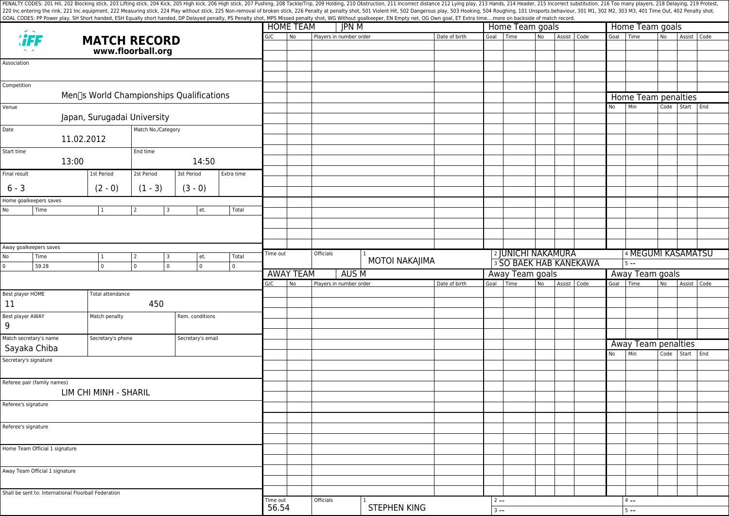PENALTY CODES: 201 Hit, 202 Blocking stick, 203 Lifting stick, 204 Kick, 205 High kick, 206 High stick, 207 Pushing, 208 Tackle/Trip, 209 Holding, 210 Obstruction, 211 Incorrect distance 212 Lying play, 213 Hands, 214 Header, 215 Incorrect substitution, 216 Too many players, 218 Delaying, 219 Protest, 220 Inc.entering the rink, 221 Inc.equipment, 222 Measuring stick, 224 Play without stick, 225 Non-removal of broken stick, 226 Penalty at penalty shot, 501 Violent Hit, 502 Dangerous play, 503 Hooking, 504 Roughing, 101 Unsports.behaviour, 301 M1, 302 M2, 303 M3, 401 Time Out, 402 Penalty shot.
GOAL CODES: PP Power play, SH Short handed, ESH Equally short handed, DP Delayed penalty, PS Penalty shot, MPS Missed penalty shot, WG Without goalkeeper, EN Empty net, OG Own goal, ET Extra time....more on backside of match record.

# MATCH RECORD

**www.floorball.org**

| | |
|---|---|
| Association | |
| Competition | Men's World Championships Qualifications |
| Venue | Japan, Surugadai University |
| Date | 11.02.2012 |
| Match No./Category | |
| Start time | 13:00 |
| End time | 14:50 |

| Final result | 1st Period | 2st Period | 3st Period | Extra time |
|---|---|---|---|---|
| 6 - 3 | (2 - 0) | (1 - 3) | (3 - 0) | |

Home goalkeepers saves

| No | Time | 1 | 2 | 3 | et. | Total |
|---|---|---|---|---|---|---|
| | | | | | | |

Away goalkeepers saves

| No | Time | 1 | 2 | 3 | et. | Total |
|---|---|---|---|---|---|---|
| 0 | 59.28 | 0 | 0 | 0 | 0 | 0 |

| | |
|---|---|
| Best player HOME | 11 |
| Total attendance | 450 |
| Best player AWAY | 9 |
| Match penalty | |
| Rem. conditions | |
| Match secretary's name | Sayaka Chiba |
| Secretary's phone | |
| Secretary's email | |
| Secretary's signature | |
| Referee pair (family names) | LIM CHI MINH - SHARIL |
| Referee's signature | |
| Referee's signature | |
| Home Team Official 1 signature | |
| Away Team Official 1 signature | |

Shall be sent to: International Floorball Federation

## HOME TEAM JPN M

| G/C | No | Players in number order | Date of birth |
|---|---|---|---|
| | | | |

Home Team goals

| Goal | Time | No | Assist | Code |
|---|---|---|---|---|
| | | | | |

Home Team penalties

| No | Min | Code | Start | End |
|---|---|---|---|---|
| | | | | |

Time out:

Officials: 1 MOTOI NAKAJIMA, 2 JUNICHI NAKAMURA, 3 SO BAEK HAB KANEKAWA, 4 MEGUMI KASAMATSU, 5 --

## AWAY TEAM AUS M

| G/C | No | Players in number order | Date of birth |
|---|---|---|---|
| | | | |

Away Team goals

| Goal | Time | No | Assist | Code |
|---|---|---|---|---|
| | | | | |

Away Team penalties

| No | Min | Code | Start | End |
|---|---|---|---|---|
| | | | | |

Time out: 56.54

Officials: 1 STEPHEN KING, 2 --, 3 --, 4 --, 5 --